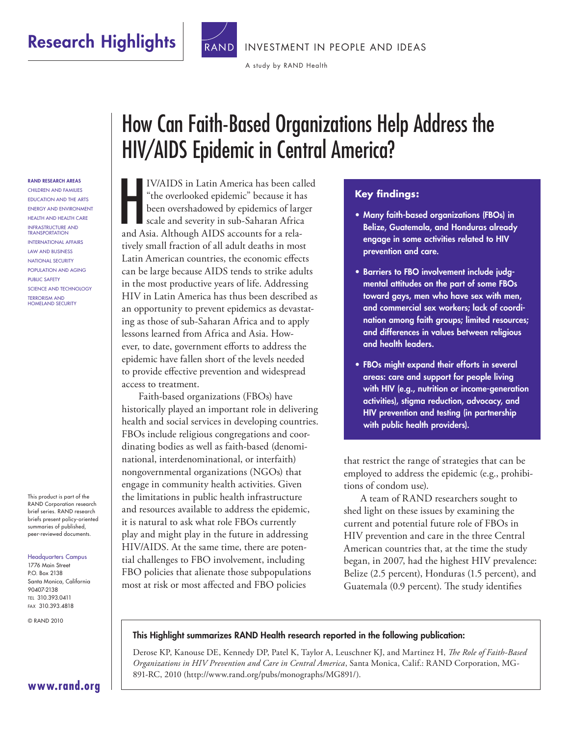Research Highlights

RAND INVESTMENT IN PEOPLE AND IDEAS

A study by RAND Health

# How Can Faith-Based Organizations Help Address the HIV/AIDS Epidemic in Central America?

**RAND RESEARCH AREAS**
CHILDREN AND FAMILIES
EDUCATION AND THE ARTS
ENERGY AND ENVIRONMENT
HEALTH AND HEALTH CARE
INFRASTRUCTURE AND TRANSPORTATION
INTERNATIONAL AFFAIRS
LAW AND BUSINESS
NATIONAL SECURITY
POPULATION AND AGING
PUBLIC SAFETY
SCIENCE AND TECHNOLOGY
TERRORISM AND HOMELAND SECURITY

This product is part of the RAND Corporation research brief series. RAND research briefs present policy-oriented summaries of published, peer-reviewed documents.

Headquarters Campus
1776 Main Street
P.O. Box 2138
Santa Monica, California 90407-2138
TEL 310.393.0411
FAX 310.393.4818

© RAND 2010

HIV/AIDS in Latin America has been called "the overlooked epidemic" because it has been overshadowed by epidemics of larger scale and severity in sub-Saharan Africa and Asia. Although AIDS accounts for a relatively small fraction of all adult deaths in most Latin American countries, the economic effects can be large because AIDS tends to strike adults in the most productive years of life. Addressing HIV in Latin America has thus been described as an opportunity to prevent epidemics as devastating as those of sub-Saharan Africa and to apply lessons learned from Africa and Asia. However, to date, government efforts to address the epidemic have fallen short of the levels needed to provide effective prevention and widespread access to treatment.

Faith-based organizations (FBOs) have historically played an important role in delivering health and social services in developing countries. FBOs include religious congregations and coordinating bodies as well as faith-based (denominational, interdenominational, or interfaith) nongovernmental organizations (NGOs) that engage in community health activities. Given the limitations in public health infrastructure and resources available to address the epidemic, it is natural to ask what role FBOs currently play and might play in the future in addressing HIV/AIDS. At the same time, there are potential challenges to FBO involvement, including FBO policies that alienate those subpopulations most at risk or most affected and FBO policies that restrict the range of strategies that can be employed to address the epidemic (e.g., prohibitions of condom use).

**Key findings:**

- **Many faith-based organizations (FBOs) in Belize, Guatemala, and Honduras already engage in some activities related to HIV prevention and care.**
- **Barriers to FBO involvement include judgmental attitudes on the part of some FBOs toward gays, men who have sex with men, and commercial sex workers; lack of coordination among faith groups; limited resources; and differences in values between religious and health leaders.**
- **FBOs might expand their efforts in several areas: care and support for people living with HIV (e.g., nutrition or income-generation activities), stigma reduction, advocacy, and HIV prevention and testing (in partnership with public health providers).**

A team of RAND researchers sought to shed light on these issues by examining the current and potential future role of FBOs in HIV prevention and care in the three Central American countries that, at the time the study began, in 2007, had the highest HIV prevalence: Belize (2.5 percent), Honduras (1.5 percent), and Guatemala (0.9 percent). The study identifies

**This Highlight summarizes RAND Health research reported in the following publication:**

Derose KP, Kanouse DE, Kennedy DP, Patel K, Taylor A, Leuschner KJ, and Martinez H, *The Role of Faith-Based Organizations in HIV Prevention and Care in Central America*, Santa Monica, Calif.: RAND Corporation, MG-891-RC, 2010 (http://www.rand.org/pubs/monographs/MG891/).

**www.rand.org**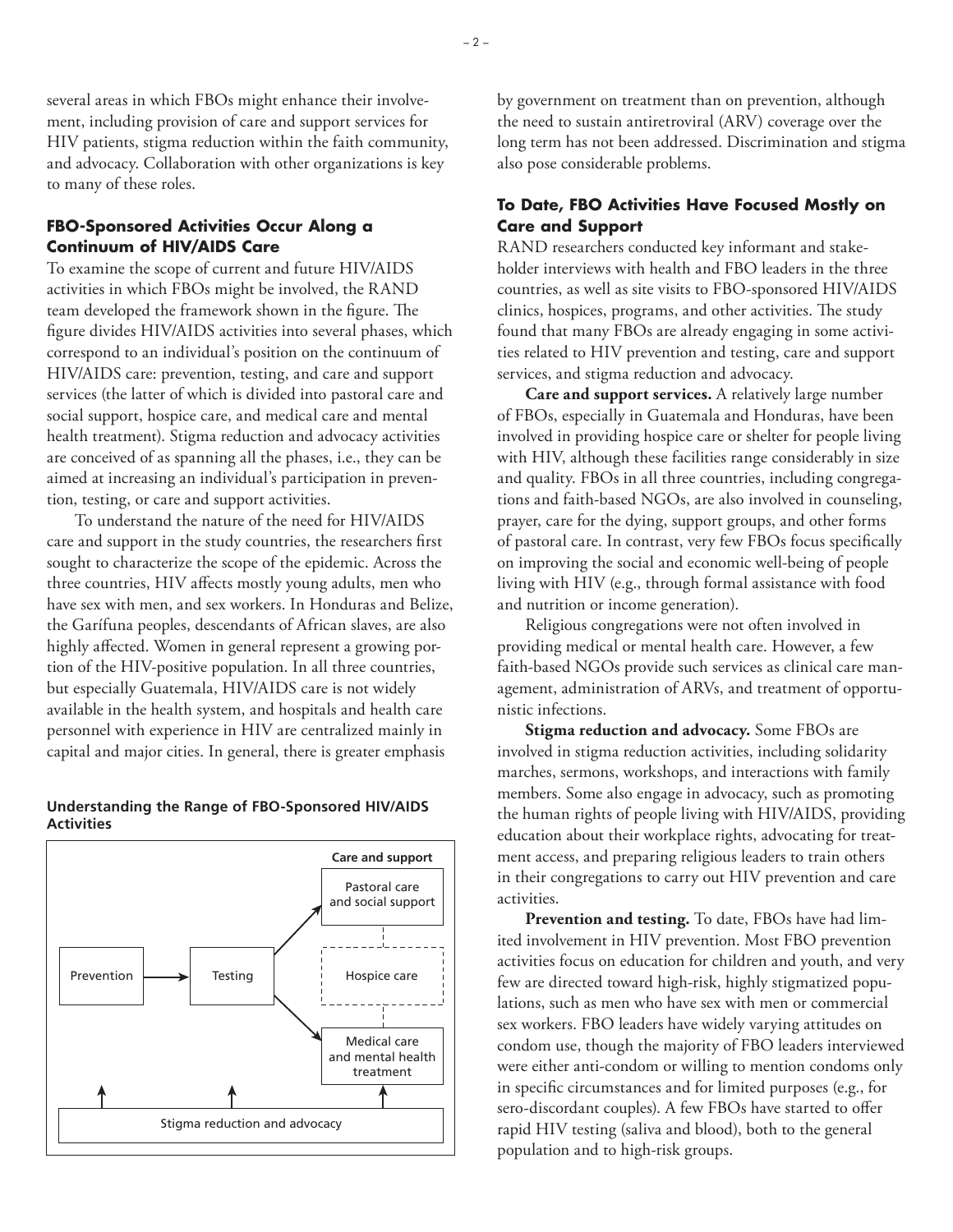several areas in which FBOs might enhance their involvement, including provision of care and support services for HIV patients, stigma reduction within the faith community, and advocacy. Collaboration with other organizations is key to many of these roles.

### FBO-Sponsored Activities Occur Along a Continuum of HIV/AIDS Care

To examine the scope of current and future HIV/AIDS activities in which FBOs might be involved, the RAND team developed the framework shown in the figure. The figure divides HIV/AIDS activities into several phases, which correspond to an individual's position on the continuum of HIV/AIDS care: prevention, testing, and care and support services (the latter of which is divided into pastoral care and social support, hospice care, and medical care and mental health treatment). Stigma reduction and advocacy activities are conceived of as spanning all the phases, i.e., they can be aimed at increasing an individual's participation in prevention, testing, or care and support activities.

To understand the nature of the need for HIV/AIDS care and support in the study countries, the researchers first sought to characterize the scope of the epidemic. Across the three countries, HIV affects mostly young adults, men who have sex with men, and sex workers. In Honduras and Belize, the Garífuna peoples, descendants of African slaves, are also highly affected. Women in general represent a growing portion of the HIV-positive population. In all three countries, but especially Guatemala, HIV/AIDS care is not widely available in the health system, and hospitals and health care personnel with experience in HIV are centralized mainly in capital and major cities. In general, there is greater emphasis by government on treatment than on prevention, although the need to sustain antiretroviral (ARV) coverage over the long term has not been addressed. Discrimination and stigma also pose considerable problems.

**Understanding the Range of FBO-Sponsored HIV/AIDS Activities**

Care and support

Prevention → Testing → Pastoral care and social support / Hospice care / Medical care and mental health treatment

Stigma reduction and advocacy

### To Date, FBO Activities Have Focused Mostly on Care and Support

RAND researchers conducted key informant and stakeholder interviews with health and FBO leaders in the three countries, as well as site visits to FBO-sponsored HIV/AIDS clinics, hospices, programs, and other activities. The study found that many FBOs are already engaging in some activities related to HIV prevention and testing, care and support services, and stigma reduction and advocacy.

**Care and support services.** A relatively large number of FBOs, especially in Guatemala and Honduras, have been involved in providing hospice care or shelter for people living with HIV, although these facilities range considerably in size and quality. FBOs in all three countries, including congregations and faith-based NGOs, are also involved in counseling, prayer, care for the dying, support groups, and other forms of pastoral care. In contrast, very few FBOs focus specifically on improving the social and economic well-being of people living with HIV (e.g., through formal assistance with food and nutrition or income generation).

Religious congregations were not often involved in providing medical or mental health care. However, a few faith-based NGOs provide such services as clinical care management, administration of ARVs, and treatment of opportunistic infections.

**Stigma reduction and advocacy.** Some FBOs are involved in stigma reduction activities, including solidarity marches, sermons, workshops, and interactions with family members. Some also engage in advocacy, such as promoting the human rights of people living with HIV/AIDS, providing education about their workplace rights, advocating for treatment access, and preparing religious leaders to train others in their congregations to carry out HIV prevention and care activities.

**Prevention and testing.** To date, FBOs have had limited involvement in HIV prevention. Most FBO prevention activities focus on education for children and youth, and very few are directed toward high-risk, highly stigmatized populations, such as men who have sex with men or commercial sex workers. FBO leaders have widely varying attitudes on condom use, though the majority of FBO leaders interviewed were either anti-condom or willing to mention condoms only in specific circumstances and for limited purposes (e.g., for sero-discordant couples). A few FBOs have started to offer rapid HIV testing (saliva and blood), both to the general population and to high-risk groups.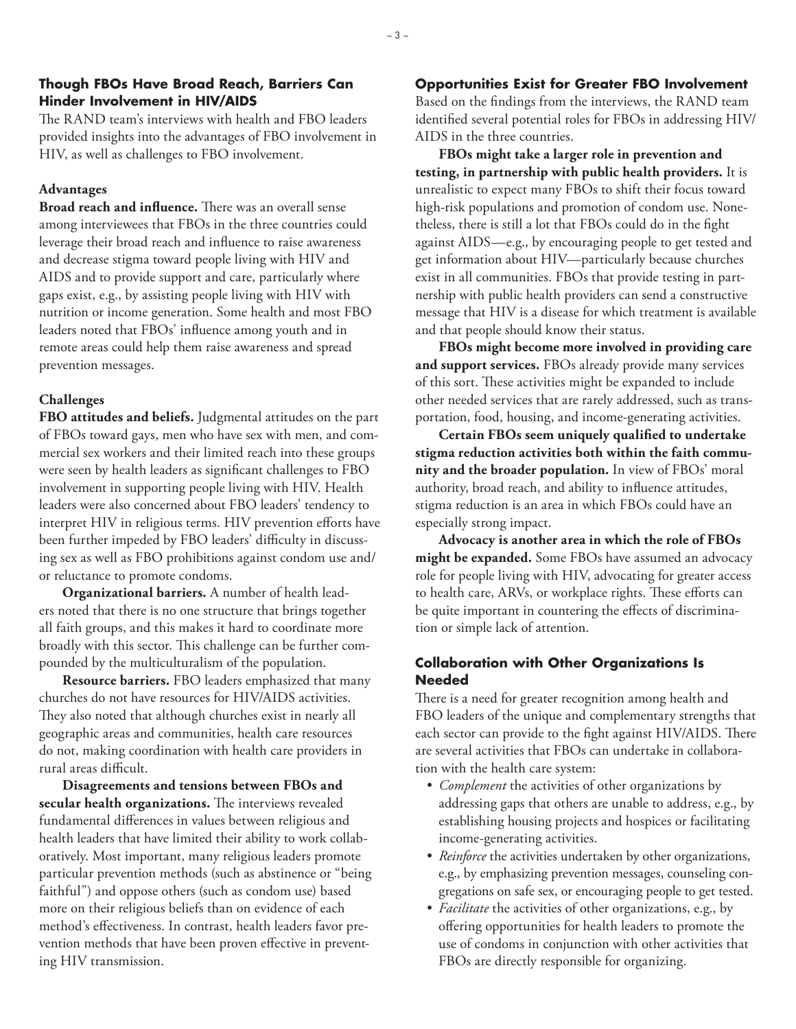## Though FBOs Have Broad Reach, Barriers Can Hinder Involvement in HIV/AIDS

The RAND team's interviews with health and FBO leaders provided insights into the advantages of FBO involvement in HIV, as well as challenges to FBO involvement.

### Advantages

**Broad reach and influence.** There was an overall sense among interviewees that FBOs in the three countries could leverage their broad reach and influence to raise awareness and decrease stigma toward people living with HIV and AIDS and to provide support and care, particularly where gaps exist, e.g., by assisting people living with HIV with nutrition or income generation. Some health and most FBO leaders noted that FBOs' influence among youth and in remote areas could help them raise awareness and spread prevention messages.

### Challenges

**FBO attitudes and beliefs.** Judgmental attitudes on the part of FBOs toward gays, men who have sex with men, and commercial sex workers and their limited reach into these groups were seen by health leaders as significant challenges to FBO involvement in supporting people living with HIV. Health leaders were also concerned about FBO leaders' tendency to interpret HIV in religious terms. HIV prevention efforts have been further impeded by FBO leaders' difficulty in discussing sex as well as FBO prohibitions against condom use and/or reluctance to promote condoms.

**Organizational barriers.** A number of health leaders noted that there is no one structure that brings together all faith groups, and this makes it hard to coordinate more broadly with this sector. This challenge can be further compounded by the multiculturalism of the population.

**Resource barriers.** FBO leaders emphasized that many churches do not have resources for HIV/AIDS activities. They also noted that although churches exist in nearly all geographic areas and communities, health care resources do not, making coordination with health care providers in rural areas difficult.

**Disagreements and tensions between FBOs and secular health organizations.** The interviews revealed fundamental differences in values between religious and health leaders that have limited their ability to work collaboratively. Most important, many religious leaders promote particular prevention methods (such as abstinence or "being faithful") and oppose others (such as condom use) based more on their religious beliefs than on evidence of each method's effectiveness. In contrast, health leaders favor prevention methods that have been proven effective in preventing HIV transmission.

## Opportunities Exist for Greater FBO Involvement

Based on the findings from the interviews, the RAND team identified several potential roles for FBOs in addressing HIV/AIDS in the three countries.

**FBOs might take a larger role in prevention and testing, in partnership with public health providers.** It is unrealistic to expect many FBOs to shift their focus toward high-risk populations and promotion of condom use. Nonetheless, there is still a lot that FBOs could do in the fight against AIDS—e.g., by encouraging people to get tested and get information about HIV—particularly because churches exist in all communities. FBOs that provide testing in partnership with public health providers can send a constructive message that HIV is a disease for which treatment is available and that people should know their status.

**FBOs might become more involved in providing care and support services.** FBOs already provide many services of this sort. These activities might be expanded to include other needed services that are rarely addressed, such as transportation, food, housing, and income-generating activities.

**Certain FBOs seem uniquely qualified to undertake stigma reduction activities both within the faith community and the broader population.** In view of FBOs' moral authority, broad reach, and ability to influence attitudes, stigma reduction is an area in which FBOs could have an especially strong impact.

**Advocacy is another area in which the role of FBOs might be expanded.** Some FBOs have assumed an advocacy role for people living with HIV, advocating for greater access to health care, ARVs, or workplace rights. These efforts can be quite important in countering the effects of discrimination or simple lack of attention.

## Collaboration with Other Organizations Is Needed

There is a need for greater recognition among health and FBO leaders of the unique and complementary strengths that each sector can provide to the fight against HIV/AIDS. There are several activities that FBOs can undertake in collaboration with the health care system:

- *Complement* the activities of other organizations by addressing gaps that others are unable to address, e.g., by establishing housing projects and hospices or facilitating income-generating activities.
- *Reinforce* the activities undertaken by other organizations, e.g., by emphasizing prevention messages, counseling congregations on safe sex, or encouraging people to get tested.
- *Facilitate* the activities of other organizations, e.g., by offering opportunities for health leaders to promote the use of condoms in conjunction with other activities that FBOs are directly responsible for organizing.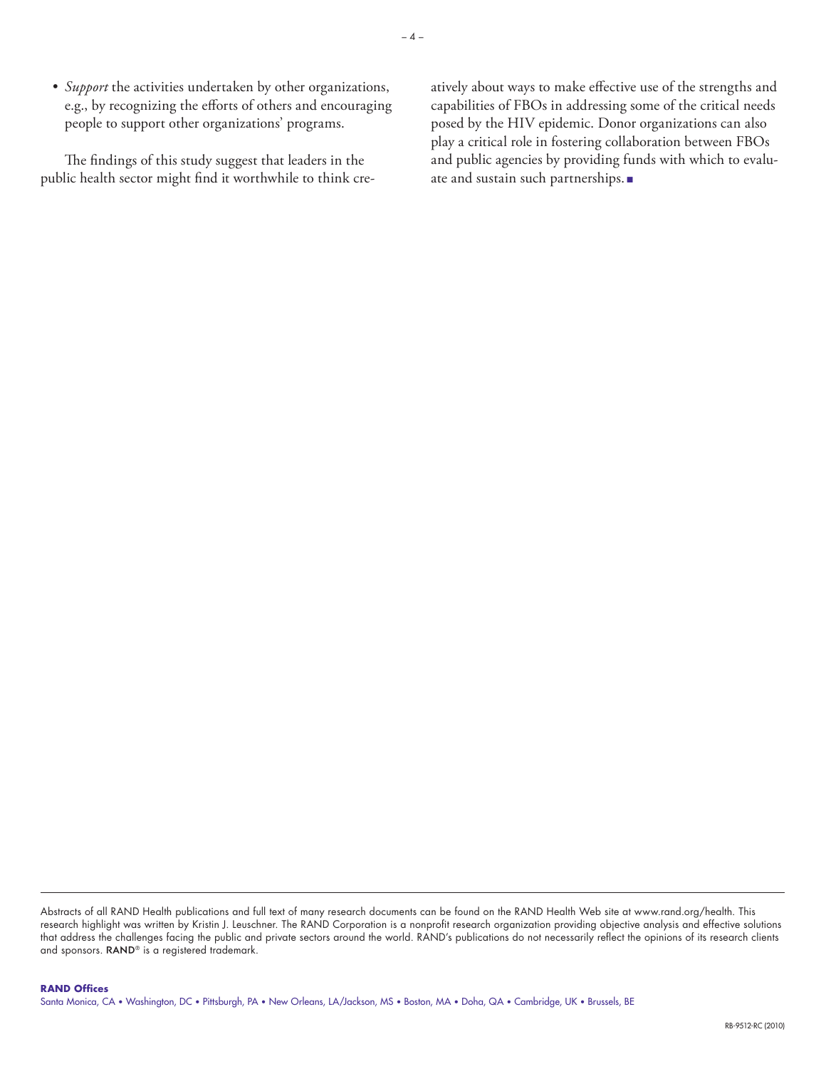- *Support* the activities undertaken by other organizations, e.g., by recognizing the efforts of others and encouraging people to support other organizations' programs.

The findings of this study suggest that leaders in the public health sector might find it worthwhile to think creatively about ways to make effective use of the strengths and capabilities of FBOs in addressing some of the critical needs posed by the HIV epidemic. Donor organizations can also play a critical role in fostering collaboration between FBOs and public agencies by providing funds with which to evaluate and sustain such partnerships. ■

---

Abstracts of all RAND Health publications and full text of many research documents can be found on the RAND Health Web site at www.rand.org/health. This research highlight was written by Kristin J. Leuschner. The RAND Corporation is a nonprofit research organization providing objective analysis and effective solutions that address the challenges facing the public and private sectors around the world. RAND's publications do not necessarily reflect the opinions of its research clients and sponsors. **RAND**® is a registered trademark.

**RAND Offices**

Santa Monica, CA • Washington, DC • Pittsburgh, PA • New Orleans, LA/Jackson, MS • Boston, MA • Doha, QA • Cambridge, UK • Brussels, BE

RB-9512-RC (2010)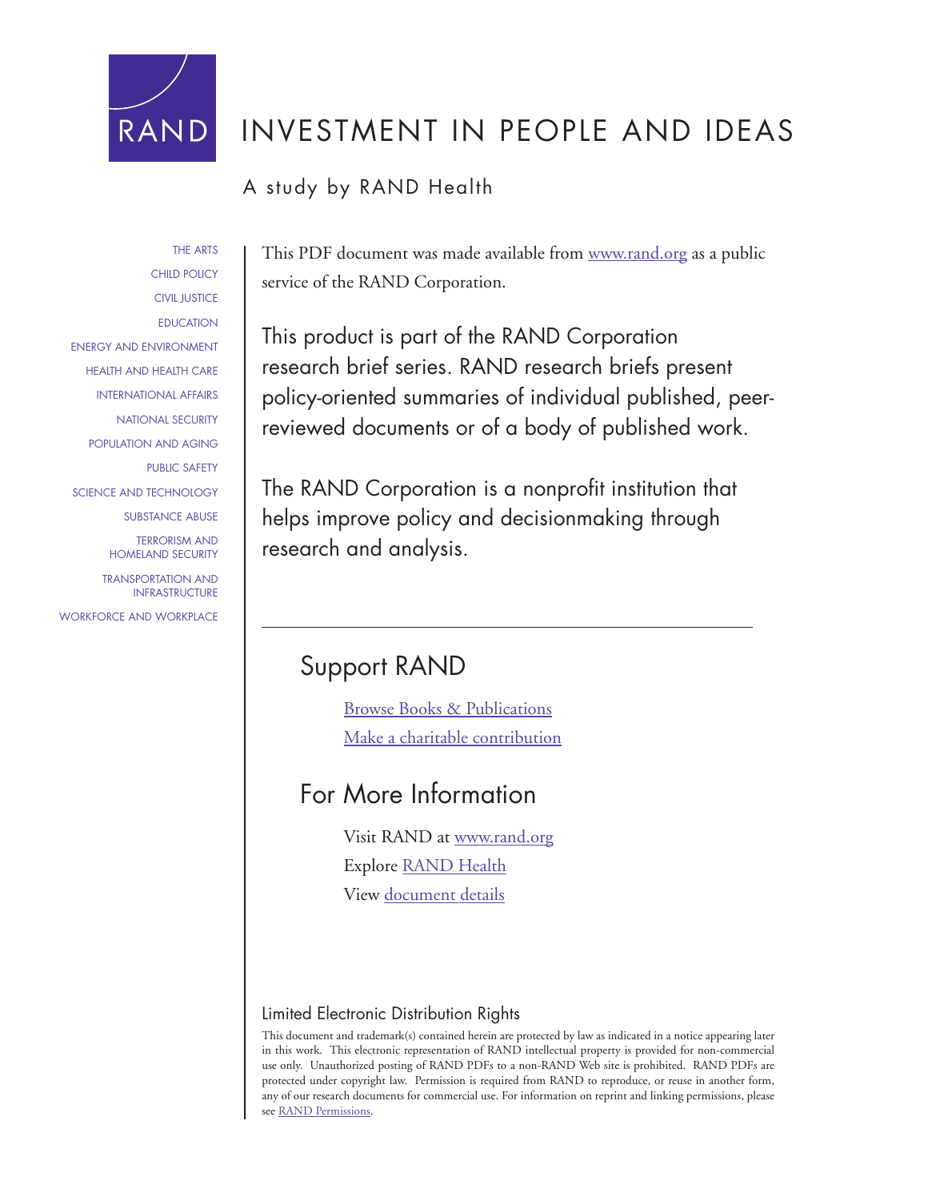RAND

# INVESTMENT IN PEOPLE AND IDEAS

A study by RAND Health

THE ARTS
CHILD POLICY
CIVIL JUSTICE
EDUCATION
ENERGY AND ENVIRONMENT
HEALTH AND HEALTH CARE
INTERNATIONAL AFFAIRS
NATIONAL SECURITY
POPULATION AND AGING
PUBLIC SAFETY
SCIENCE AND TECHNOLOGY
SUBSTANCE ABUSE
TERRORISM AND HOMELAND SECURITY
TRANSPORTATION AND INFRASTRUCTURE
WORKFORCE AND WORKPLACE

This PDF document was made available from www.rand.org as a public service of the RAND Corporation.

This product is part of the RAND Corporation research brief series. RAND research briefs present policy-oriented summaries of individual published, peer-reviewed documents or of a body of published work.

The RAND Corporation is a nonprofit institution that helps improve policy and decisionmaking through research and analysis.

## Support RAND

Browse Books & Publications
Make a charitable contribution

## For More Information

Visit RAND at www.rand.org
Explore RAND Health
View document details

### Limited Electronic Distribution Rights

This document and trademark(s) contained herein are protected by law as indicated in a notice appearing later in this work. This electronic representation of RAND intellectual property is provided for non-commercial use only. Unauthorized posting of RAND PDFs to a non-RAND Web site is prohibited. RAND PDFs are protected under copyright law. Permission is required from RAND to reproduce, or reuse in another form, any of our research documents for commercial use. For information on reprint and linking permissions, please see RAND Permissions.